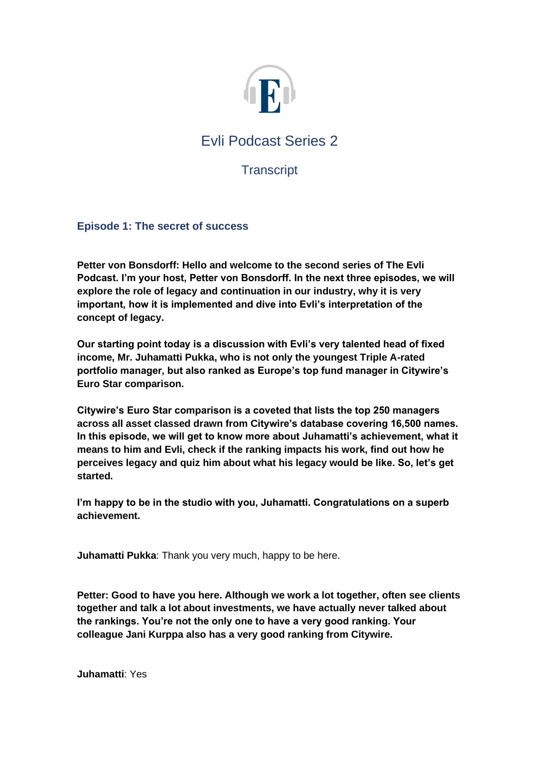# Evli Podcast Series 2

## Transcript

### Episode 1: The secret of success

**Petter von Bonsdorff: Hello and welcome to the second series of The Evli Podcast. I'm your host, Petter von Bonsdorff. In the next three episodes, we will explore the role of legacy and continuation in our industry, why it is very important, how it is implemented and dive into Evli's interpretation of the concept of legacy.**

**Our starting point today is a discussion with Evli's very talented head of fixed income, Mr. Juhamatti Pukka, who is not only the youngest Triple A-rated portfolio manager, but also ranked as Europe's top fund manager in Citywire's Euro Star comparison.**

**Citywire's Euro Star comparison is a coveted that lists the top 250 managers across all asset classed drawn from Citywire's database covering 16,500 names. In this episode, we will get to know more about Juhamatti's achievement, what it means to him and Evli, check if the ranking impacts his work, find out how he perceives legacy and quiz him about what his legacy would be like. So, let's get started.**

**I'm happy to be in the studio with you, Juhamatti. Congratulations on a superb achievement.**

**Juhamatti Pukka**: Thank you very much, happy to be here.

**Petter: Good to have you here. Although we work a lot together, often see clients together and talk a lot about investments, we have actually never talked about the rankings. You're not the only one to have a very good ranking. Your colleague Jani Kurppa also has a very good ranking from Citywire.**

**Juhamatti**: Yes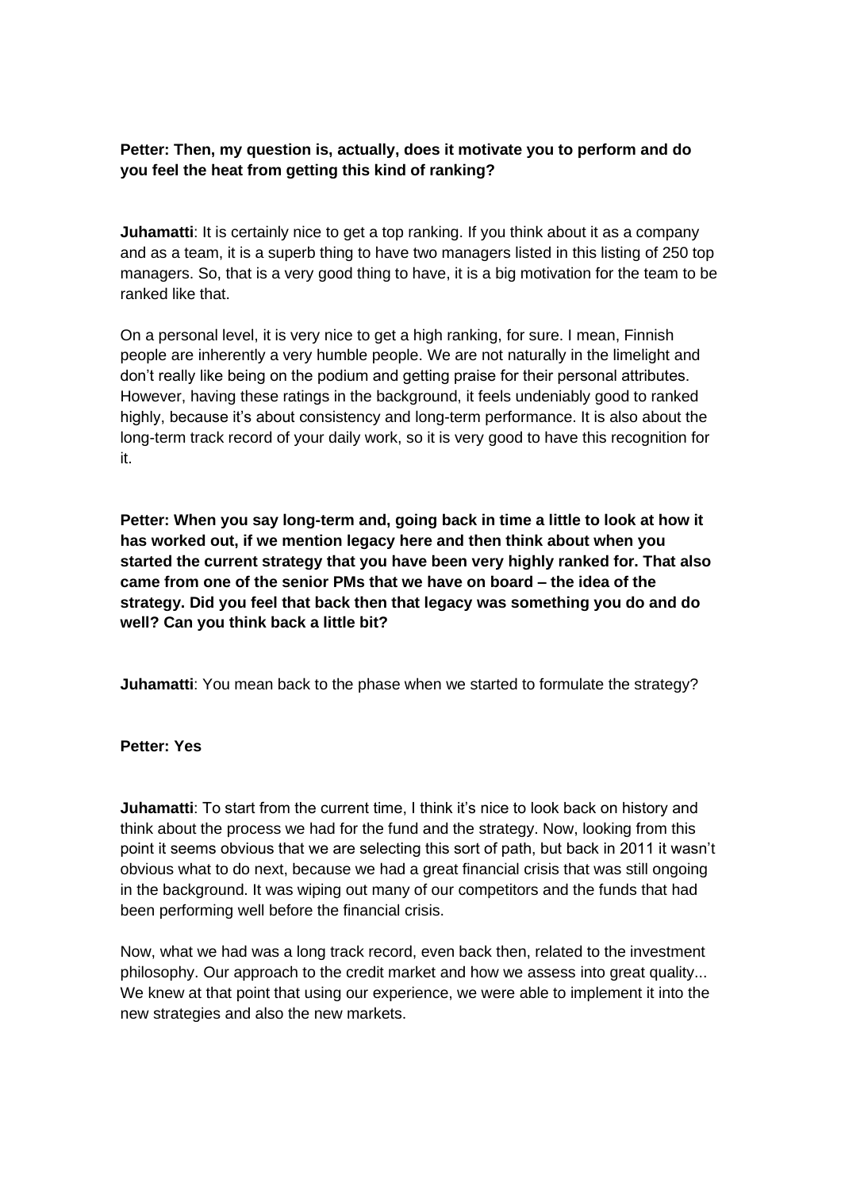**Petter: Then, my question is, actually, does it motivate you to perform and do you feel the heat from getting this kind of ranking?**

**Juhamatti**: It is certainly nice to get a top ranking. If you think about it as a company and as a team, it is a superb thing to have two managers listed in this listing of 250 top managers. So, that is a very good thing to have, it is a big motivation for the team to be ranked like that.

On a personal level, it is very nice to get a high ranking, for sure. I mean, Finnish people are inherently a very humble people. We are not naturally in the limelight and don't really like being on the podium and getting praise for their personal attributes. However, having these ratings in the background, it feels undeniably good to ranked highly, because it's about consistency and long-term performance. It is also about the long-term track record of your daily work, so it is very good to have this recognition for it.

**Petter: When you say long-term and, going back in time a little to look at how it has worked out, if we mention legacy here and then think about when you started the current strategy that you have been very highly ranked for. That also came from one of the senior PMs that we have on board – the idea of the strategy. Did you feel that back then that legacy was something you do and do well? Can you think back a little bit?**

**Juhamatti**: You mean back to the phase when we started to formulate the strategy?

**Petter: Yes**

**Juhamatti**: To start from the current time, I think it's nice to look back on history and think about the process we had for the fund and the strategy. Now, looking from this point it seems obvious that we are selecting this sort of path, but back in 2011 it wasn't obvious what to do next, because we had a great financial crisis that was still ongoing in the background. It was wiping out many of our competitors and the funds that had been performing well before the financial crisis.

Now, what we had was a long track record, even back then, related to the investment philosophy. Our approach to the credit market and how we assess into great quality... We knew at that point that using our experience, we were able to implement it into the new strategies and also the new markets.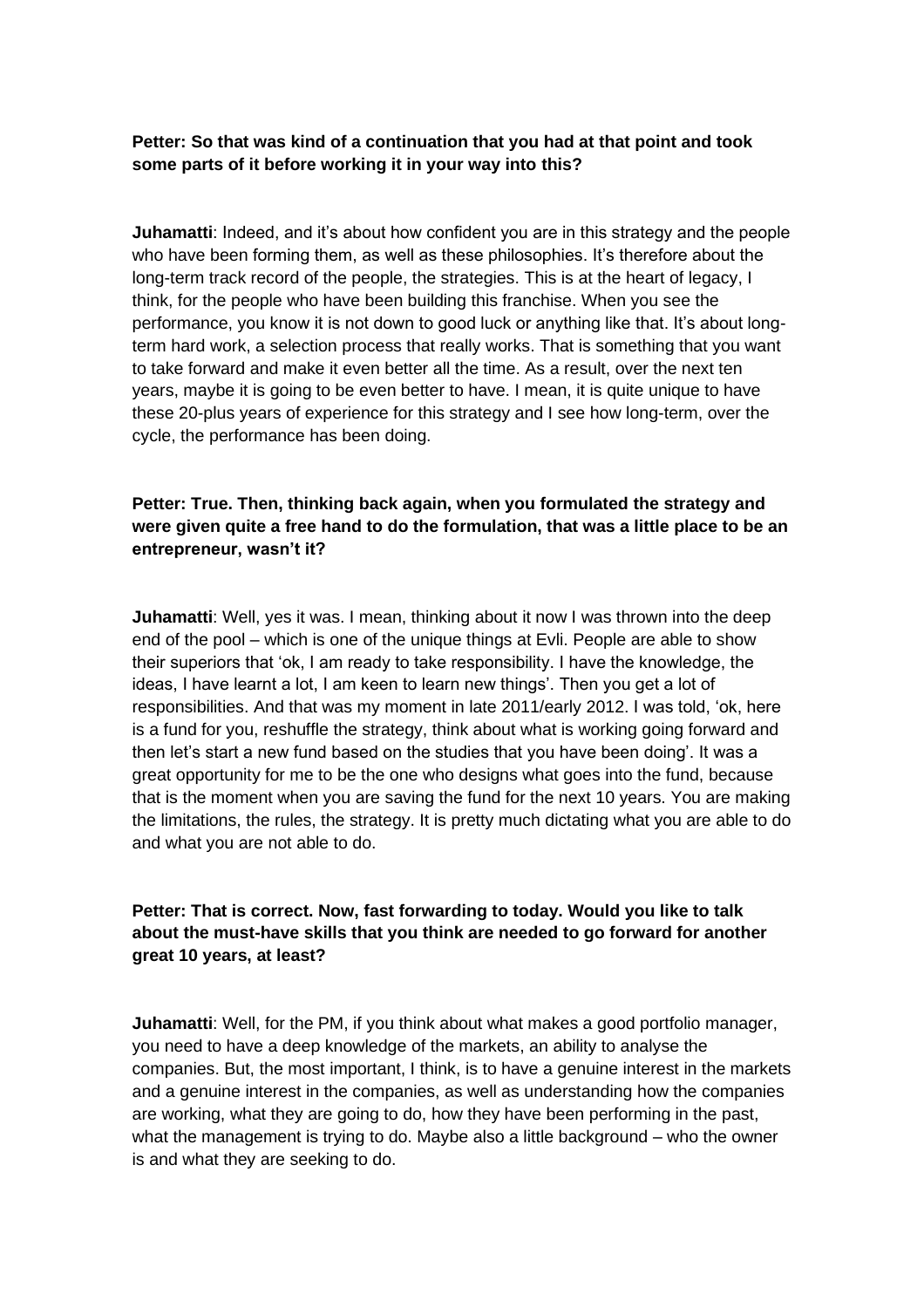**Petter: So that was kind of a continuation that you had at that point and took some parts of it before working it in your way into this?**

**Juhamatti**: Indeed, and it's about how confident you are in this strategy and the people who have been forming them, as well as these philosophies. It's therefore about the long-term track record of the people, the strategies. This is at the heart of legacy, I think, for the people who have been building this franchise. When you see the performance, you know it is not down to good luck or anything like that. It's about long-term hard work, a selection process that really works. That is something that you want to take forward and make it even better all the time. As a result, over the next ten years, maybe it is going to be even better to have. I mean, it is quite unique to have these 20-plus years of experience for this strategy and I see how long-term, over the cycle, the performance has been doing.

**Petter: True. Then, thinking back again, when you formulated the strategy and were given quite a free hand to do the formulation, that was a little place to be an entrepreneur, wasn't it?**

**Juhamatti**: Well, yes it was. I mean, thinking about it now I was thrown into the deep end of the pool – which is one of the unique things at Evli. People are able to show their superiors that 'ok, I am ready to take responsibility. I have the knowledge, the ideas, I have learnt a lot, I am keen to learn new things'. Then you get a lot of responsibilities. And that was my moment in late 2011/early 2012. I was told, 'ok, here is a fund for you, reshuffle the strategy, think about what is working going forward and then let's start a new fund based on the studies that you have been doing'. It was a great opportunity for me to be the one who designs what goes into the fund, because that is the moment when you are saving the fund for the next 10 years. You are making the limitations, the rules, the strategy. It is pretty much dictating what you are able to do and what you are not able to do.

**Petter: That is correct. Now, fast forwarding to today. Would you like to talk about the must-have skills that you think are needed to go forward for another great 10 years, at least?**

**Juhamatti**: Well, for the PM, if you think about what makes a good portfolio manager, you need to have a deep knowledge of the markets, an ability to analyse the companies. But, the most important, I think, is to have a genuine interest in the markets and a genuine interest in the companies, as well as understanding how the companies are working, what they are going to do, how they have been performing in the past, what the management is trying to do. Maybe also a little background – who the owner is and what they are seeking to do.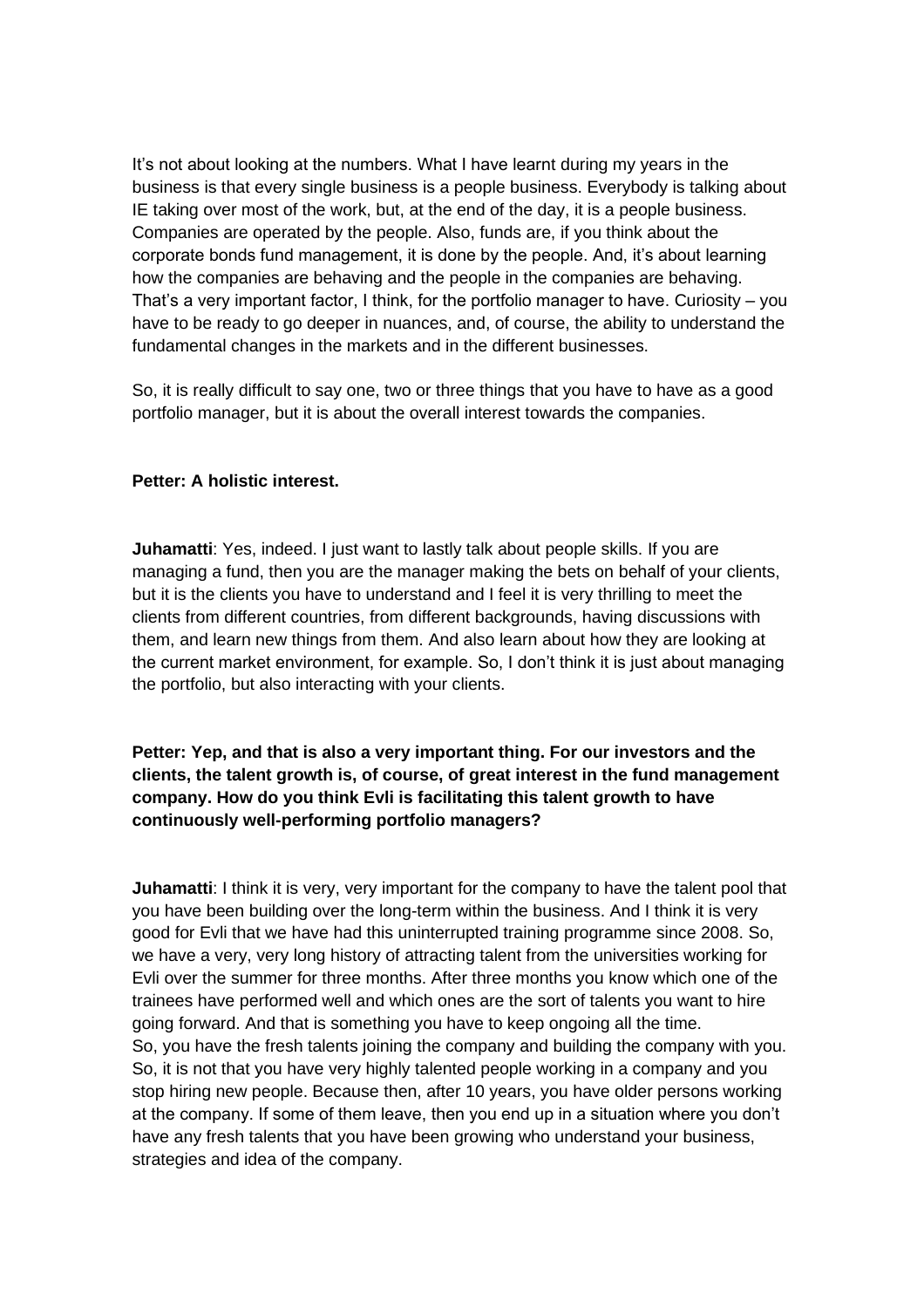It's not about looking at the numbers. What I have learnt during my years in the business is that every single business is a people business. Everybody is talking about IE taking over most of the work, but, at the end of the day, it is a people business. Companies are operated by the people. Also, funds are, if you think about the corporate bonds fund management, it is done by the people. And, it's about learning how the companies are behaving and the people in the companies are behaving. That's a very important factor, I think, for the portfolio manager to have. Curiosity – you have to be ready to go deeper in nuances, and, of course, the ability to understand the fundamental changes in the markets and in the different businesses.

So, it is really difficult to say one, two or three things that you have to have as a good portfolio manager, but it is about the overall interest towards the companies.

**Petter: A holistic interest.**

**Juhamatti**: Yes, indeed. I just want to lastly talk about people skills. If you are managing a fund, then you are the manager making the bets on behalf of your clients, but it is the clients you have to understand and I feel it is very thrilling to meet the clients from different countries, from different backgrounds, having discussions with them, and learn new things from them. And also learn about how they are looking at the current market environment, for example. So, I don't think it is just about managing the portfolio, but also interacting with your clients.

**Petter: Yep, and that is also a very important thing. For our investors and the clients, the talent growth is, of course, of great interest in the fund management company. How do you think Evli is facilitating this talent growth to have continuously well-performing portfolio managers?**

**Juhamatti**: I think it is very, very important for the company to have the talent pool that you have been building over the long-term within the business. And I think it is very good for Evli that we have had this uninterrupted training programme since 2008. So, we have a very, very long history of attracting talent from the universities working for Evli over the summer for three months. After three months you know which one of the trainees have performed well and which ones are the sort of talents you want to hire going forward. And that is something you have to keep ongoing all the time.
So, you have the fresh talents joining the company and building the company with you. So, it is not that you have very highly talented people working in a company and you stop hiring new people. Because then, after 10 years, you have older persons working at the company. If some of them leave, then you end up in a situation where you don't have any fresh talents that you have been growing who understand your business, strategies and idea of the company.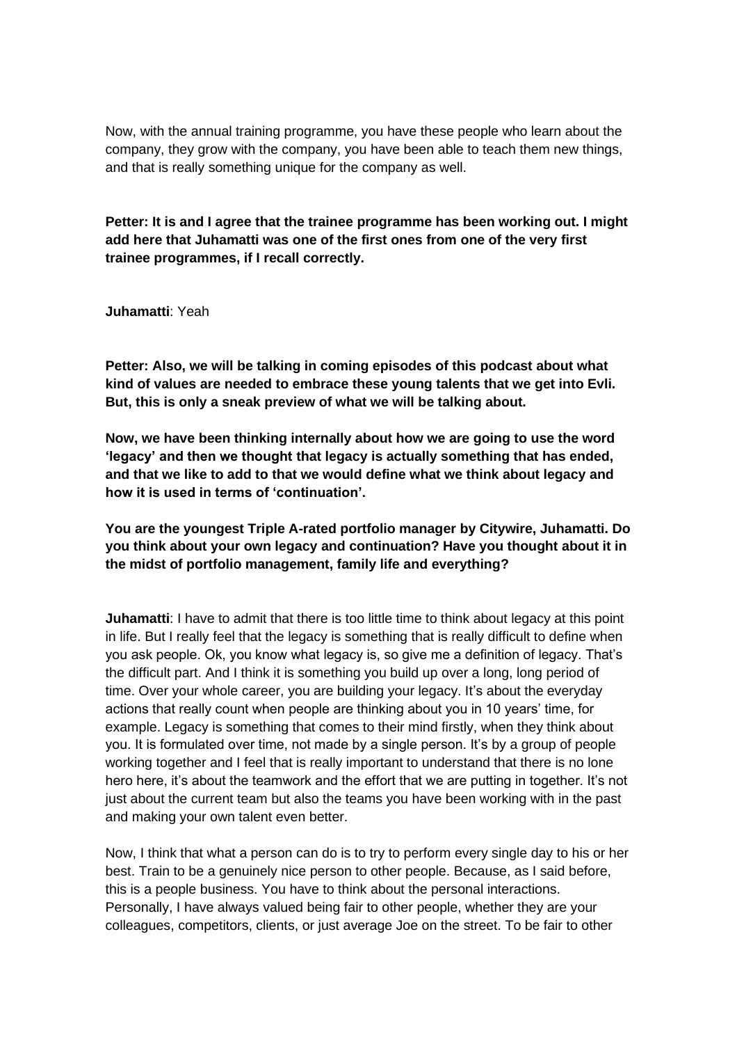Now, with the annual training programme, you have these people who learn about the company, they grow with the company, you have been able to teach them new things, and that is really something unique for the company as well.

**Petter: It is and I agree that the trainee programme has been working out. I might add here that Juhamatti was one of the first ones from one of the very first trainee programmes, if I recall correctly.**

**Juhamatti**: Yeah

**Petter: Also, we will be talking in coming episodes of this podcast about what kind of values are needed to embrace these young talents that we get into Evli. But, this is only a sneak preview of what we will be talking about.**

**Now, we have been thinking internally about how we are going to use the word 'legacy' and then we thought that legacy is actually something that has ended, and that we like to add to that we would define what we think about legacy and how it is used in terms of 'continuation'.**

**You are the youngest Triple A-rated portfolio manager by Citywire, Juhamatti. Do you think about your own legacy and continuation? Have you thought about it in the midst of portfolio management, family life and everything?**

**Juhamatti**: I have to admit that there is too little time to think about legacy at this point in life. But I really feel that the legacy is something that is really difficult to define when you ask people. Ok, you know what legacy is, so give me a definition of legacy. That's the difficult part. And I think it is something you build up over a long, long period of time. Over your whole career, you are building your legacy. It's about the everyday actions that really count when people are thinking about you in 10 years' time, for example. Legacy is something that comes to their mind firstly, when they think about you. It is formulated over time, not made by a single person. It's by a group of people working together and I feel that is really important to understand that there is no lone hero here, it's about the teamwork and the effort that we are putting in together. It's not just about the current team but also the teams you have been working with in the past and making your own talent even better.

Now, I think that what a person can do is to try to perform every single day to his or her best. Train to be a genuinely nice person to other people. Because, as I said before, this is a people business. You have to think about the personal interactions. Personally, I have always valued being fair to other people, whether they are your colleagues, competitors, clients, or just average Joe on the street. To be fair to other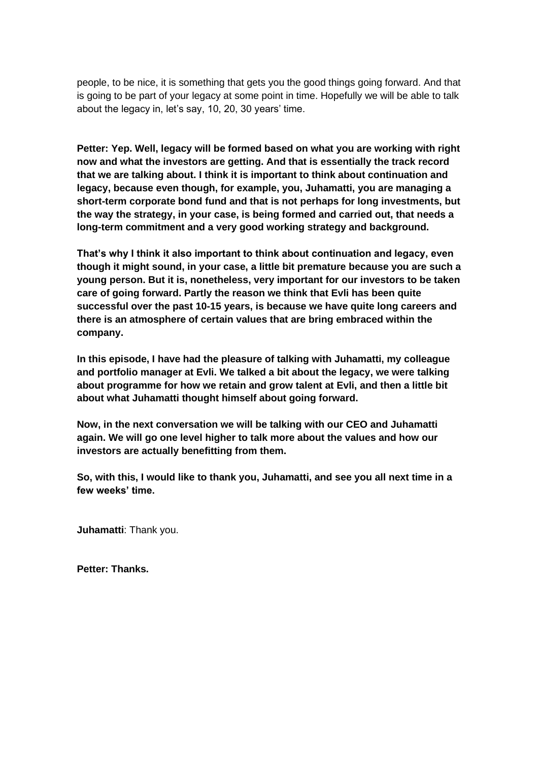people, to be nice, it is something that gets you the good things going forward. And that is going to be part of your legacy at some point in time. Hopefully we will be able to talk about the legacy in, let's say, 10, 20, 30 years' time.

**Petter: Yep. Well, legacy will be formed based on what you are working with right now and what the investors are getting. And that is essentially the track record that we are talking about. I think it is important to think about continuation and legacy, because even though, for example, you, Juhamatti, you are managing a short-term corporate bond fund and that is not perhaps for long investments, but the way the strategy, in your case, is being formed and carried out, that needs a long-term commitment and a very good working strategy and background.**

**That's why I think it also important to think about continuation and legacy, even though it might sound, in your case, a little bit premature because you are such a young person. But it is, nonetheless, very important for our investors to be taken care of going forward. Partly the reason we think that Evli has been quite successful over the past 10-15 years, is because we have quite long careers and there is an atmosphere of certain values that are bring embraced within the company.**

**In this episode, I have had the pleasure of talking with Juhamatti, my colleague and portfolio manager at Evli. We talked a bit about the legacy, we were talking about programme for how we retain and grow talent at Evli, and then a little bit about what Juhamatti thought himself about going forward.**

**Now, in the next conversation we will be talking with our CEO and Juhamatti again. We will go one level higher to talk more about the values and how our investors are actually benefitting from them.**

**So, with this, I would like to thank you, Juhamatti, and see you all next time in a few weeks' time.**

**Juhamatti**: Thank you.

**Petter: Thanks.**